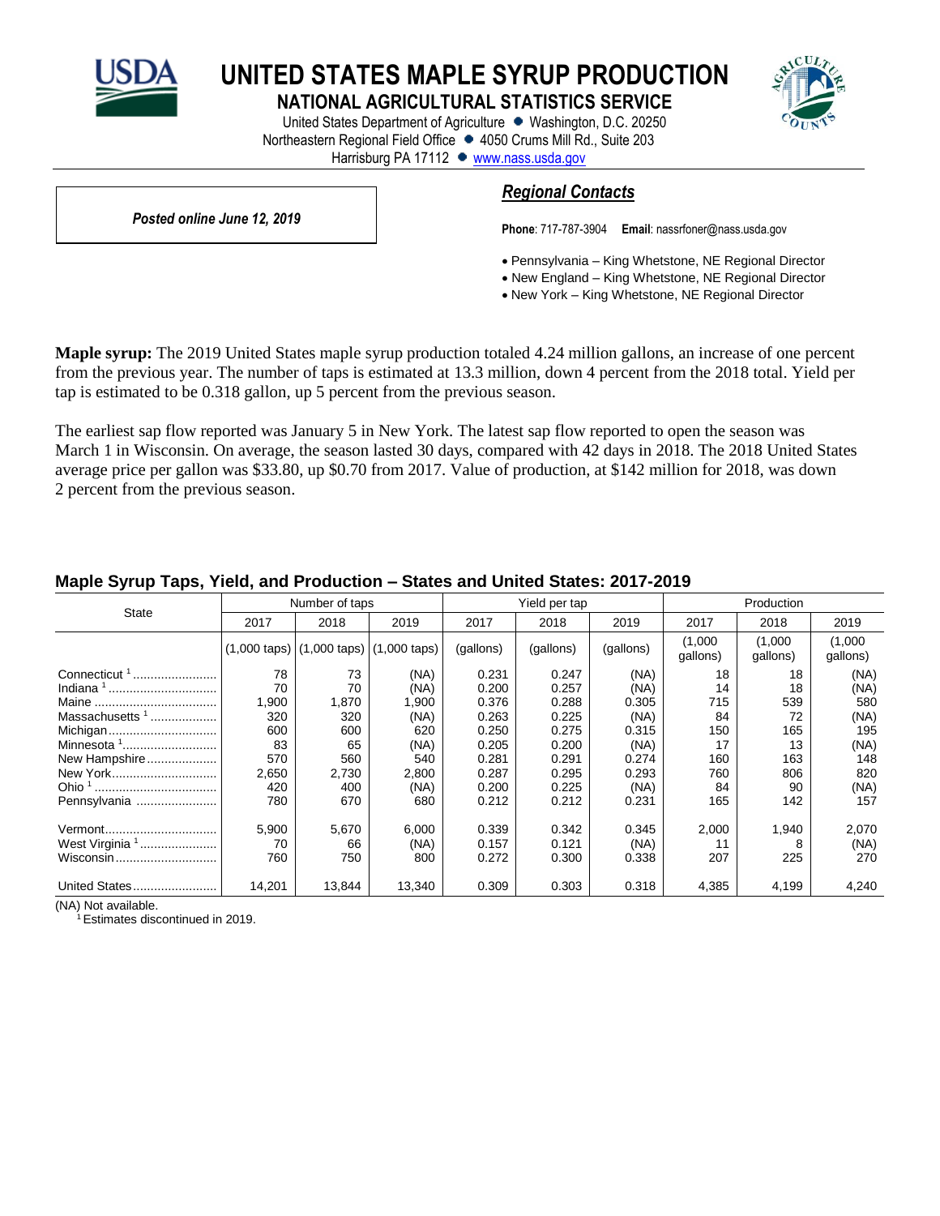# UNITED STATES MAPLE SYRUP PRODUCTION

## NATIONAL AGRICULTURAL STATISTICS SERVICE

United States Department of Agriculture • Washington, D.C. 20250
Northeastern Regional Field Office • 4050 Crums Mill Rd., Suite 203
Harrisburg PA 17112 • www.nass.usda.gov

***Posted online June 12, 2019***

### *Regional Contacts*

**Phone**: 717-787-3904 **Email**: nassrfoner@nass.usda.gov

- Pennsylvania – King Whetstone, NE Regional Director
- New England – King Whetstone, NE Regional Director
- New York – King Whetstone, NE Regional Director

**Maple syrup:** The 2019 United States maple syrup production totaled 4.24 million gallons, an increase of one percent from the previous year. The number of taps is estimated at 13.3 million, down 4 percent from the 2018 total. Yield per tap is estimated to be 0.318 gallon, up 5 percent from the previous season.

The earliest sap flow reported was January 5 in New York. The latest sap flow reported to open the season was March 1 in Wisconsin. On average, the season lasted 30 days, compared with 42 days in 2018. The 2018 United States average price per gallon was $33.80, up $0.70 from 2017. Value of production, at $142 million for 2018, was down 2 percent from the previous season.

### Maple Syrup Taps, Yield, and Production – States and United States: 2017-2019

| State | Number of taps | | | Yield per tap | | | Production | | |
|---|---|---|---|---|---|---|---|---|---|
| | 2017 | 2018 | 2019 | 2017 | 2018 | 2019 | 2017 | 2018 | 2019 |
| | (1,000 taps) | (1,000 taps) | (1,000 taps) | (gallons) | (gallons) | (gallons) | (1,000 gallons) | (1,000 gallons) | (1,000 gallons) |
| Connecticut [1] | 78 | 73 | (NA) | 0.231 | 0.247 | (NA) | 18 | 18 | (NA) |
| Indiana [1] | 70 | 70 | (NA) | 0.200 | 0.257 | (NA) | 14 | 18 | (NA) |
| Maine | 1,900 | 1,870 | 1,900 | 0.376 | 0.288 | 0.305 | 715 | 539 | 580 |
| Massachusetts [1] | 320 | 320 | (NA) | 0.263 | 0.225 | (NA) | 84 | 72 | (NA) |
| Michigan | 600 | 600 | 620 | 0.250 | 0.275 | 0.315 | 150 | 165 | 195 |
| Minnesota [1] | 83 | 65 | (NA) | 0.205 | 0.200 | (NA) | 17 | 13 | (NA) |
| New Hampshire | 570 | 560 | 540 | 0.281 | 0.291 | 0.274 | 160 | 163 | 148 |
| New York | 2,650 | 2,730 | 2,800 | 0.287 | 0.295 | 0.293 | 760 | 806 | 820 |
| Ohio [1] | 420 | 400 | (NA) | 0.200 | 0.225 | (NA) | 84 | 90 | (NA) |
| Pennsylvania | 780 | 670 | 680 | 0.212 | 0.212 | 0.231 | 165 | 142 | 157 |
| Vermont | 5,900 | 5,670 | 6,000 | 0.339 | 0.342 | 0.345 | 2,000 | 1,940 | 2,070 |
| West Virginia [1] | 70 | 66 | (NA) | 0.157 | 0.121 | (NA) | 11 | 8 | (NA) |
| Wisconsin | 760 | 750 | 800 | 0.272 | 0.300 | 0.338 | 207 | 225 | 270 |
| United States | 14,201 | 13,844 | 13,340 | 0.309 | 0.303 | 0.318 | 4,385 | 4,199 | 4,240 |

(NA) Not available.
[1] Estimates discontinued in 2019.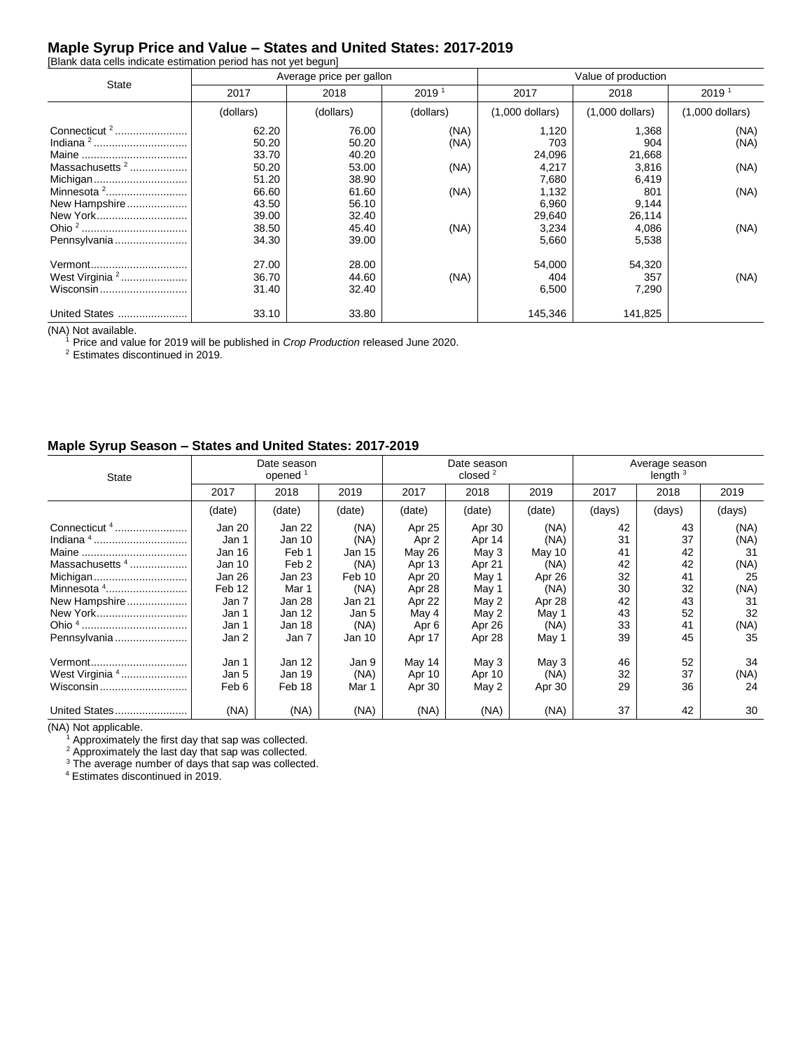## Maple Syrup Price and Value – States and United States: 2017-2019

[Blank data cells indicate estimation period has not yet begun]

| State | Average price per gallon | | | Value of production | | |
|---|---|---|---|---|---|---|
| | 2017 | 2018 | 2019 [1] | 2017 | 2018 | 2019 [1] |
| | (dollars) | (dollars) | (dollars) | (1,000 dollars) | (1,000 dollars) | (1,000 dollars) |
| Connecticut [2] | 62.20 | 76.00 | (NA) | 1,120 | 1,368 | (NA) |
| Indiana [2] | 50.20 | 50.20 | (NA) | 703 | 904 | (NA) |
| Maine | 33.70 | 40.20 | | 24,096 | 21,668 | |
| Massachusetts [2] | 50.20 | 53.00 | (NA) | 4,217 | 3,816 | (NA) |
| Michigan | 51.20 | 38.90 | | 7,680 | 6,419 | |
| Minnesota [2] | 66.60 | 61.60 | (NA) | 1,132 | 801 | (NA) |
| New Hampshire | 43.50 | 56.10 | | 6,960 | 9,144 | |
| New York | 39.00 | 32.40 | | 29,640 | 26,114 | |
| Ohio [2] | 38.50 | 45.40 | (NA) | 3,234 | 4,086 | (NA) |
| Pennsylvania | 34.30 | 39.00 | | 5,660 | 5,538 | |
| Vermont | 27.00 | 28.00 | | 54,000 | 54,320 | |
| West Virginia [2] | 36.70 | 44.60 | (NA) | 404 | 357 | (NA) |
| Wisconsin | 31.40 | 32.40 | | 6,500 | 7,290 | |
| United States | 33.10 | 33.80 | | 145,346 | 141,825 | |

(NA) Not available.
[1] Price and value for 2019 will be published in *Crop Production* released June 2020.
[2] Estimates discontinued in 2019.

## Maple Syrup Season – States and United States: 2017-2019

| State | Date season opened [1] | | | Date season closed [2] | | | Average season length [3] | | |
|---|---|---|---|---|---|---|---|---|---|
| | 2017 | 2018 | 2019 | 2017 | 2018 | 2019 | 2017 | 2018 | 2019 |
| | (date) | (date) | (date) | (date) | (date) | (date) | (days) | (days) | (days) |
| Connecticut [4] | Jan 20 | Jan 22 | (NA) | Apr 25 | Apr 30 | (NA) | 42 | 43 | (NA) |
| Indiana [4] | Jan 1 | Jan 10 | (NA) | Apr 2 | Apr 14 | (NA) | 31 | 37 | (NA) |
| Maine | Jan 16 | Feb 1 | Jan 15 | May 26 | May 3 | May 10 | 41 | 42 | 31 |
| Massachusetts [4] | Jan 10 | Feb 2 | (NA) | Apr 13 | Apr 21 | (NA) | 42 | 42 | (NA) |
| Michigan | Jan 26 | Jan 23 | Feb 10 | Apr 20 | May 1 | Apr 26 | 32 | 41 | 25 |
| Minnesota [4] | Feb 12 | Mar 1 | (NA) | Apr 28 | May 1 | (NA) | 30 | 32 | (NA) |
| New Hampshire | Jan 7 | Jan 28 | Jan 21 | Apr 22 | May 2 | Apr 28 | 42 | 43 | 31 |
| New York | Jan 1 | Jan 12 | Jan 5 | May 4 | May 2 | May 1 | 43 | 52 | 32 |
| Ohio [4] | Jan 1 | Jan 18 | (NA) | Apr 6 | Apr 26 | (NA) | 33 | 41 | (NA) |
| Pennsylvania | Jan 2 | Jan 7 | Jan 10 | Apr 17 | Apr 28 | May 1 | 39 | 45 | 35 |
| Vermont | Jan 1 | Jan 12 | Jan 9 | May 14 | May 3 | May 3 | 46 | 52 | 34 |
| West Virginia [4] | Jan 5 | Jan 19 | (NA) | Apr 10 | Apr 10 | (NA) | 32 | 37 | (NA) |
| Wisconsin | Feb 6 | Feb 18 | Mar 1 | Apr 30 | May 2 | Apr 30 | 29 | 36 | 24 |
| United States | (NA) | (NA) | (NA) | (NA) | (NA) | (NA) | 37 | 42 | 30 |

(NA) Not applicable.
[1] Approximately the first day that sap was collected.
[2] Approximately the last day that sap was collected.
[3] The average number of days that sap was collected.
[4] Estimates discontinued in 2019.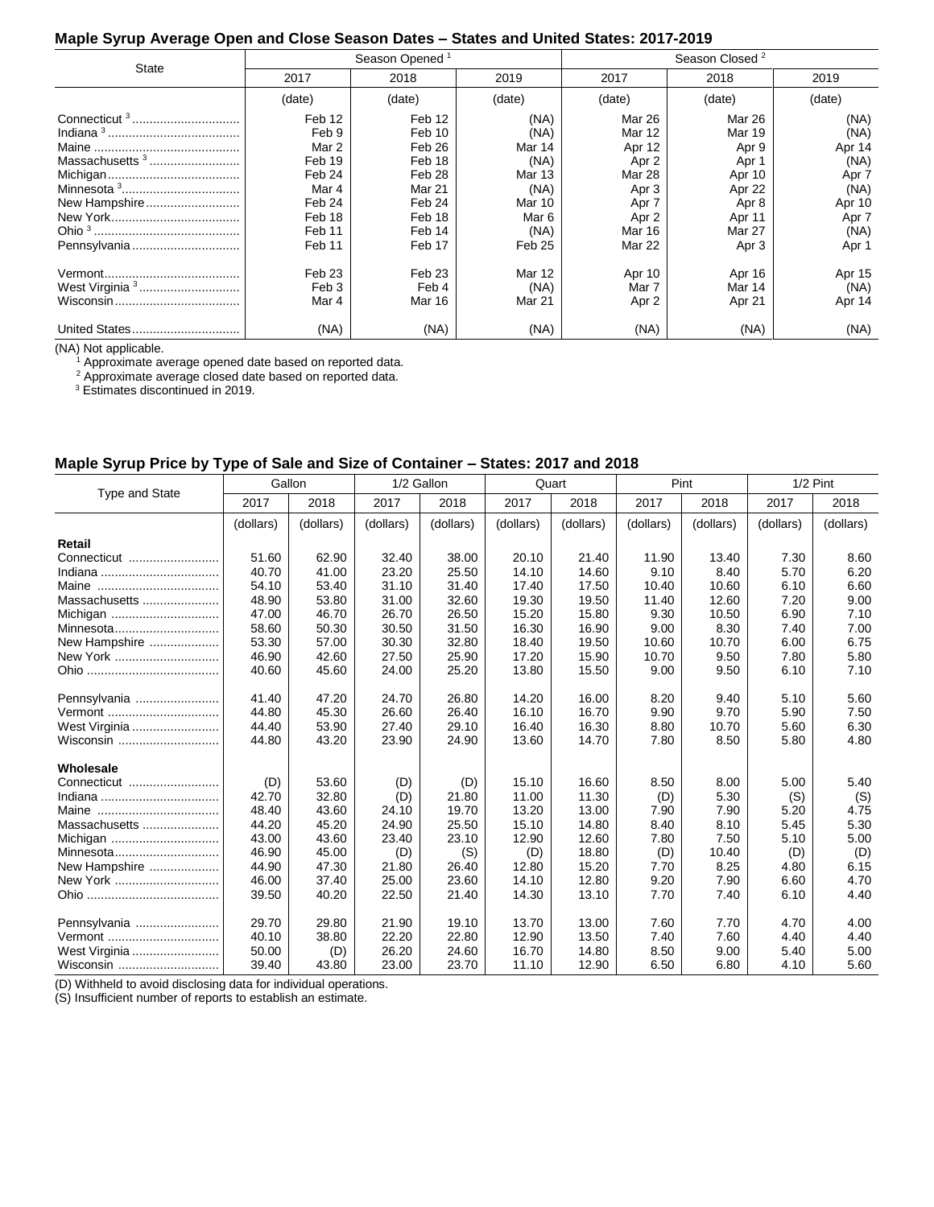## Maple Syrup Average Open and Close Season Dates – States and United States: 2017-2019

| State | Season Opened [1] | | | Season Closed [2] | | |
|---|---|---|---|---|---|---|
| | 2017 | 2018 | 2019 | 2017 | 2018 | 2019 |
| | (date) | (date) | (date) | (date) | (date) | (date) |
| Connecticut [3] | Feb 12 | Feb 12 | (NA) | Mar 26 | Mar 26 | (NA) |
| Indiana [3] | Feb 9 | Feb 10 | (NA) | Mar 12 | Mar 19 | (NA) |
| Maine | Mar 2 | Feb 26 | Mar 14 | Apr 12 | Apr 9 | Apr 14 |
| Massachusetts [3] | Feb 19 | Feb 18 | (NA) | Apr 2 | Apr 1 | (NA) |
| Michigan | Feb 24 | Feb 28 | Mar 13 | Mar 28 | Apr 10 | Apr 7 |
| Minnesota [3] | Mar 4 | Mar 21 | (NA) | Apr 3 | Apr 22 | (NA) |
| New Hampshire | Feb 24 | Feb 24 | Mar 10 | Apr 7 | Apr 8 | Apr 10 |
| New York | Feb 18 | Feb 18 | Mar 6 | Apr 2 | Apr 11 | Apr 7 |
| Ohio [3] | Feb 11 | Feb 14 | (NA) | Mar 16 | Mar 27 | (NA) |
| Pennsylvania | Feb 11 | Feb 17 | Feb 25 | Mar 22 | Apr 3 | Apr 1 |
| Vermont | Feb 23 | Feb 23 | Mar 12 | Apr 10 | Apr 16 | Apr 15 |
| West Virginia [3] | Feb 3 | Feb 4 | (NA) | Mar 7 | Mar 14 | (NA) |
| Wisconsin | Mar 4 | Mar 16 | Mar 21 | Apr 2 | Apr 21 | Apr 14 |
| United States | (NA) | (NA) | (NA) | (NA) | (NA) | (NA) |

(NA) Not applicable.
[1] Approximate average opened date based on reported data.
[2] Approximate average closed date based on reported data.
[3] Estimates discontinued in 2019.

## Maple Syrup Price by Type of Sale and Size of Container – States: 2017 and 2018

| Type and State | Gallon | | 1/2 Gallon | | Quart | | Pint | | 1/2 Pint | |
|---|---|---|---|---|---|---|---|---|---|---|
| | 2017 | 2018 | 2017 | 2018 | 2017 | 2018 | 2017 | 2018 | 2017 | 2018 |
| | (dollars) | (dollars) | (dollars) | (dollars) | (dollars) | (dollars) | (dollars) | (dollars) | (dollars) | (dollars) |
| **Retail** | | | | | | | | | | |
| Connecticut | 51.60 | 62.90 | 32.40 | 38.00 | 20.10 | 21.40 | 11.90 | 13.40 | 7.30 | 8.60 |
| Indiana | 40.70 | 41.00 | 23.20 | 25.50 | 14.10 | 14.60 | 9.10 | 8.40 | 5.70 | 6.20 |
| Maine | 54.10 | 53.40 | 31.10 | 31.40 | 17.40 | 17.50 | 10.40 | 10.60 | 6.10 | 6.60 |
| Massachusetts | 48.90 | 53.80 | 31.00 | 32.60 | 19.30 | 19.50 | 11.40 | 12.60 | 7.20 | 9.00 |
| Michigan | 47.00 | 46.70 | 26.70 | 26.50 | 15.20 | 15.80 | 9.30 | 10.50 | 6.90 | 7.10 |
| Minnesota | 58.60 | 50.30 | 30.50 | 31.50 | 16.30 | 16.90 | 9.00 | 8.30 | 7.40 | 7.00 |
| New Hampshire | 53.30 | 57.00 | 30.30 | 32.80 | 18.40 | 19.50 | 10.60 | 10.70 | 6.00 | 6.75 |
| New York | 46.90 | 42.60 | 27.50 | 25.90 | 17.20 | 15.90 | 10.70 | 9.50 | 7.80 | 5.80 |
| Ohio | 40.60 | 45.60 | 24.00 | 25.20 | 13.80 | 15.50 | 9.00 | 9.50 | 6.10 | 7.10 |
| Pennsylvania | 41.40 | 47.20 | 24.70 | 26.80 | 14.20 | 16.00 | 8.20 | 9.40 | 5.10 | 5.60 |
| Vermont | 44.80 | 45.30 | 26.60 | 26.40 | 16.10 | 16.70 | 9.90 | 9.70 | 5.90 | 7.50 |
| West Virginia | 44.40 | 53.90 | 27.40 | 29.10 | 16.40 | 16.30 | 8.80 | 10.70 | 5.60 | 6.30 |
| Wisconsin | 44.80 | 43.20 | 23.90 | 24.90 | 13.60 | 14.70 | 7.80 | 8.50 | 5.80 | 4.80 |
| **Wholesale** | | | | | | | | | | |
| Connecticut | (D) | 53.60 | (D) | (D) | 15.10 | 16.60 | 8.50 | 8.00 | 5.00 | 5.40 |
| Indiana | 42.70 | 32.80 | (D) | 21.80 | 11.00 | 11.30 | (D) | 5.30 | (S) | (S) |
| Maine | 48.40 | 43.60 | 24.10 | 19.70 | 13.20 | 13.00 | 7.90 | 7.90 | 5.20 | 4.75 |
| Massachusetts | 44.20 | 45.20 | 24.90 | 25.50 | 15.10 | 14.80 | 8.40 | 8.10 | 5.45 | 5.30 |
| Michigan | 43.00 | 43.60 | 23.40 | 23.10 | 12.90 | 12.60 | 7.80 | 7.50 | 5.10 | 5.00 |
| Minnesota | 46.90 | 45.00 | (D) | (S) | (D) | 18.80 | (D) | 10.40 | (D) | (D) |
| New Hampshire | 44.90 | 47.30 | 21.80 | 26.40 | 12.80 | 15.20 | 7.70 | 8.25 | 4.80 | 6.15 |
| New York | 46.00 | 37.40 | 25.00 | 23.60 | 14.10 | 12.80 | 9.20 | 7.90 | 6.60 | 4.70 |
| Ohio | 39.50 | 40.20 | 22.50 | 21.40 | 14.30 | 13.10 | 7.70 | 7.40 | 6.10 | 4.40 |
| Pennsylvania | 29.70 | 29.80 | 21.90 | 19.10 | 13.70 | 13.00 | 7.60 | 7.70 | 4.70 | 4.00 |
| Vermont | 40.10 | 38.80 | 22.20 | 22.80 | 12.90 | 13.50 | 7.40 | 7.60 | 4.40 | 4.40 |
| West Virginia | 50.00 | (D) | 26.20 | 24.60 | 16.70 | 14.80 | 8.50 | 9.00 | 5.40 | 5.00 |
| Wisconsin | 39.40 | 43.80 | 23.00 | 23.70 | 11.10 | 12.90 | 6.50 | 6.80 | 4.10 | 5.60 |

(D) Withheld to avoid disclosing data for individual operations.
(S) Insufficient number of reports to establish an estimate.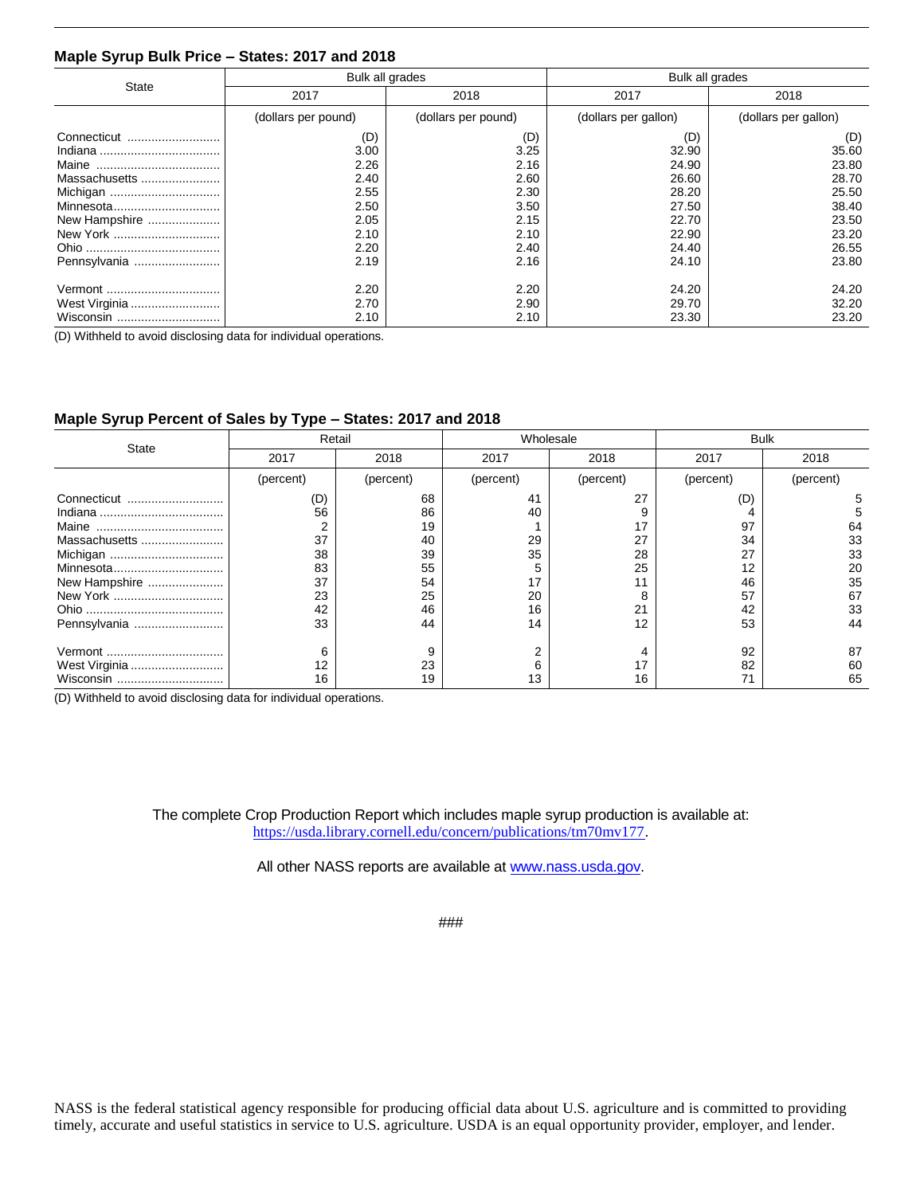## Maple Syrup Bulk Price – States: 2017 and 2018

| State | Bulk all grades | | Bulk all grades | |
|---|---|---|---|---|
| | 2017 | 2018 | 2017 | 2018 |
| | (dollars per pound) | (dollars per pound) | (dollars per gallon) | (dollars per gallon) |
| Connecticut | (D) | (D) | (D) | (D) |
| Indiana | 3.00 | 3.25 | 32.90 | 35.60 |
| Maine | 2.26 | 2.16 | 24.90 | 23.80 |
| Massachusetts | 2.40 | 2.60 | 26.60 | 28.70 |
| Michigan | 2.55 | 2.30 | 28.20 | 25.50 |
| Minnesota | 2.50 | 3.50 | 27.50 | 38.40 |
| New Hampshire | 2.05 | 2.15 | 22.70 | 23.50 |
| New York | 2.10 | 2.10 | 22.90 | 23.20 |
| Ohio | 2.20 | 2.40 | 24.40 | 26.55 |
| Pennsylvania | 2.19 | 2.16 | 24.10 | 23.80 |
| Vermont | 2.20 | 2.20 | 24.20 | 24.20 |
| West Virginia | 2.70 | 2.90 | 29.70 | 32.20 |
| Wisconsin | 2.10 | 2.10 | 23.30 | 23.20 |

(D) Withheld to avoid disclosing data for individual operations.

## Maple Syrup Percent of Sales by Type – States: 2017 and 2018

| State | Retail | | Wholesale | | Bulk | |
|---|---|---|---|---|---|---|
| | 2017 | 2018 | 2017 | 2018 | 2017 | 2018 |
| | (percent) | (percent) | (percent) | (percent) | (percent) | (percent) |
| Connecticut | (D) | 68 | 41 | 27 | (D) | 5 |
| Indiana | 56 | 86 | 40 | 9 | 4 | 5 |
| Maine | 2 | 19 | 1 | 17 | 97 | 64 |
| Massachusetts | 37 | 40 | 29 | 27 | 34 | 33 |
| Michigan | 38 | 39 | 35 | 28 | 27 | 33 |
| Minnesota | 83 | 55 | 5 | 25 | 12 | 20 |
| New Hampshire | 37 | 54 | 17 | 11 | 46 | 35 |
| New York | 23 | 25 | 20 | 8 | 57 | 67 |
| Ohio | 42 | 46 | 16 | 21 | 42 | 33 |
| Pennsylvania | 33 | 44 | 14 | 12 | 53 | 44 |
| Vermont | 6 | 9 | 2 | 4 | 92 | 87 |
| West Virginia | 12 | 23 | 6 | 17 | 82 | 60 |
| Wisconsin | 16 | 19 | 13 | 16 | 71 | 65 |

(D) Withheld to avoid disclosing data for individual operations.

The complete Crop Production Report which includes maple syrup production is available at: https://usda.library.cornell.edu/concern/publications/tm70mv177.

All other NASS reports are available at www.nass.usda.gov.

###

NASS is the federal statistical agency responsible for producing official data about U.S. agriculture and is committed to providing timely, accurate and useful statistics in service to U.S. agriculture. USDA is an equal opportunity provider, employer, and lender.